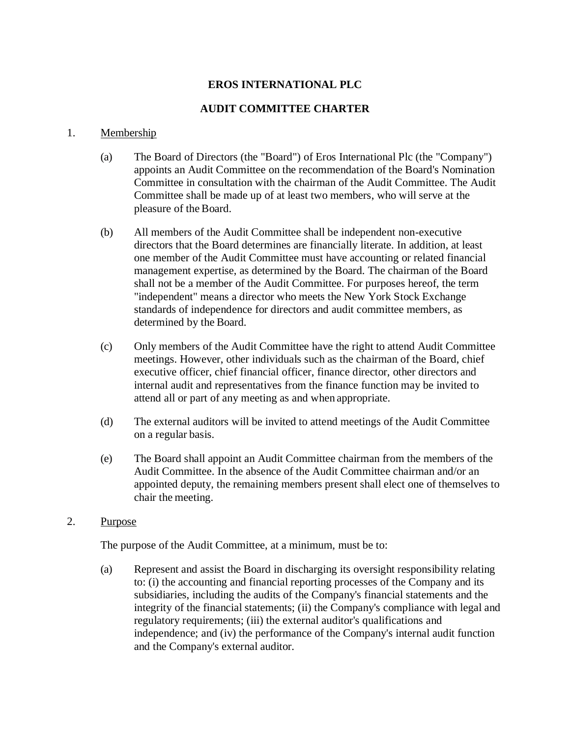# EROS INTERNATIONAL PLC

## AUDIT COMMITTEE CHARTER

1. Membership

   (a) The Board of Directors (the "Board") of Eros International Plc (the "Company") appoints an Audit Committee on the recommendation of the Board's Nomination Committee in consultation with the chairman of the Audit Committee. The Audit Committee shall be made up of at least two members, who will serve at the pleasure of the Board.

   (b) All members of the Audit Committee shall be independent non-executive directors that the Board determines are financially literate. In addition, at least one member of the Audit Committee must have accounting or related financial management expertise, as determined by the Board. The chairman of the Board shall not be a member of the Audit Committee. For purposes hereof, the term "independent" means a director who meets the New York Stock Exchange standards of independence for directors and audit committee members, as determined by the Board.

   (c) Only members of the Audit Committee have the right to attend Audit Committee meetings. However, other individuals such as the chairman of the Board, chief executive officer, chief financial officer, finance director, other directors and internal audit and representatives from the finance function may be invited to attend all or part of any meeting as and when appropriate.

   (d) The external auditors will be invited to attend meetings of the Audit Committee on a regular basis.

   (e) The Board shall appoint an Audit Committee chairman from the members of the Audit Committee. In the absence of the Audit Committee chairman and/or an appointed deputy, the remaining members present shall elect one of themselves to chair the meeting.

2. Purpose

   The purpose of the Audit Committee, at a minimum, must be to:

   (a) Represent and assist the Board in discharging its oversight responsibility relating to: (i) the accounting and financial reporting processes of the Company and its subsidiaries, including the audits of the Company's financial statements and the integrity of the financial statements; (ii) the Company's compliance with legal and regulatory requirements; (iii) the external auditor's qualifications and independence; and (iv) the performance of the Company's internal audit function and the Company's external auditor.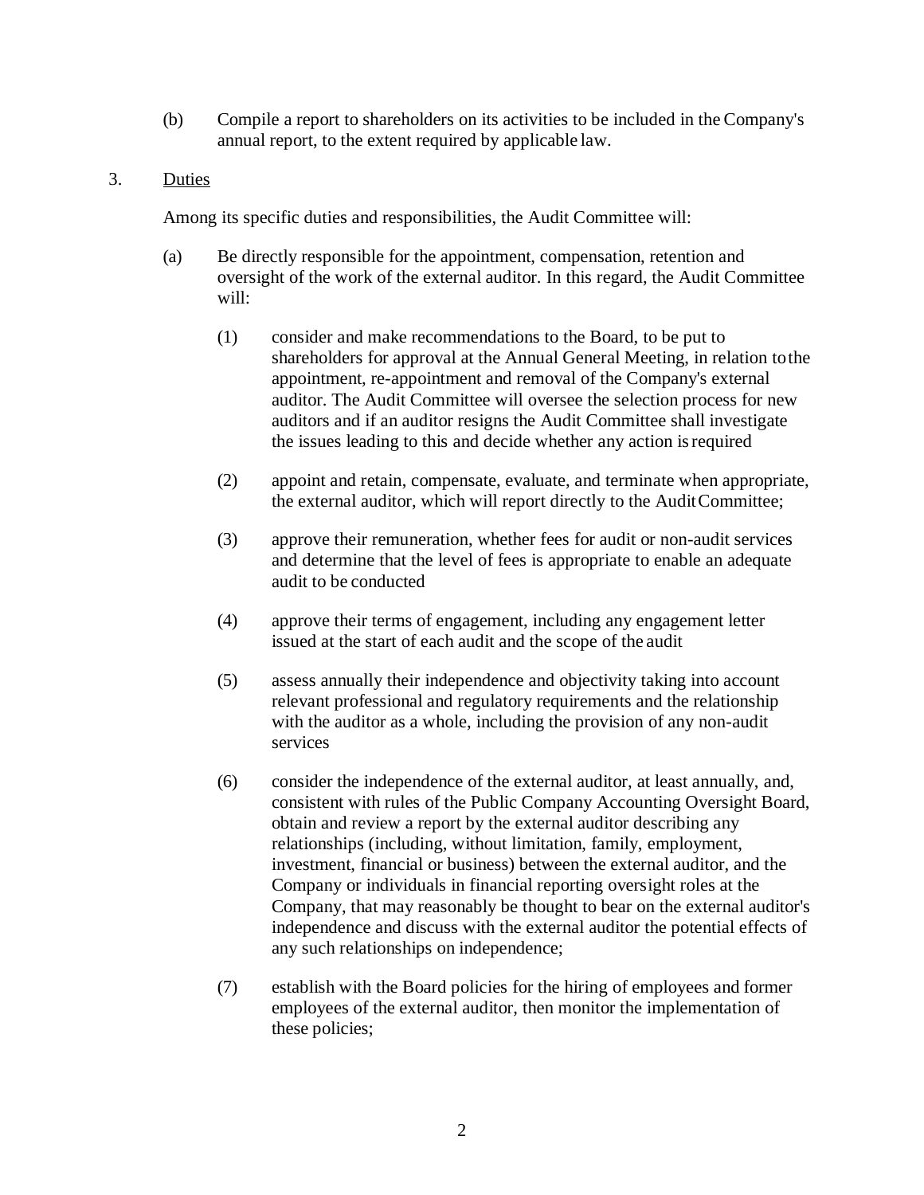(b) Compile a report to shareholders on its activities to be included in the Company's annual report, to the extent required by applicable law.

3. Duties

Among its specific duties and responsibilities, the Audit Committee will:

(a) Be directly responsible for the appointment, compensation, retention and oversight of the work of the external auditor. In this regard, the Audit Committee will:

(1) consider and make recommendations to the Board, to be put to shareholders for approval at the Annual General Meeting, in relation to the appointment, re-appointment and removal of the Company's external auditor. The Audit Committee will oversee the selection process for new auditors and if an auditor resigns the Audit Committee shall investigate the issues leading to this and decide whether any action is required

(2) appoint and retain, compensate, evaluate, and terminate when appropriate, the external auditor, which will report directly to the Audit Committee;

(3) approve their remuneration, whether fees for audit or non-audit services and determine that the level of fees is appropriate to enable an adequate audit to be conducted

(4) approve their terms of engagement, including any engagement letter issued at the start of each audit and the scope of the audit

(5) assess annually their independence and objectivity taking into account relevant professional and regulatory requirements and the relationship with the auditor as a whole, including the provision of any non-audit services

(6) consider the independence of the external auditor, at least annually, and, consistent with rules of the Public Company Accounting Oversight Board, obtain and review a report by the external auditor describing any relationships (including, without limitation, family, employment, investment, financial or business) between the external auditor, and the Company or individuals in financial reporting oversight roles at the Company, that may reasonably be thought to bear on the external auditor's independence and discuss with the external auditor the potential effects of any such relationships on independence;

(7) establish with the Board policies for the hiring of employees and former employees of the external auditor, then monitor the implementation of these policies;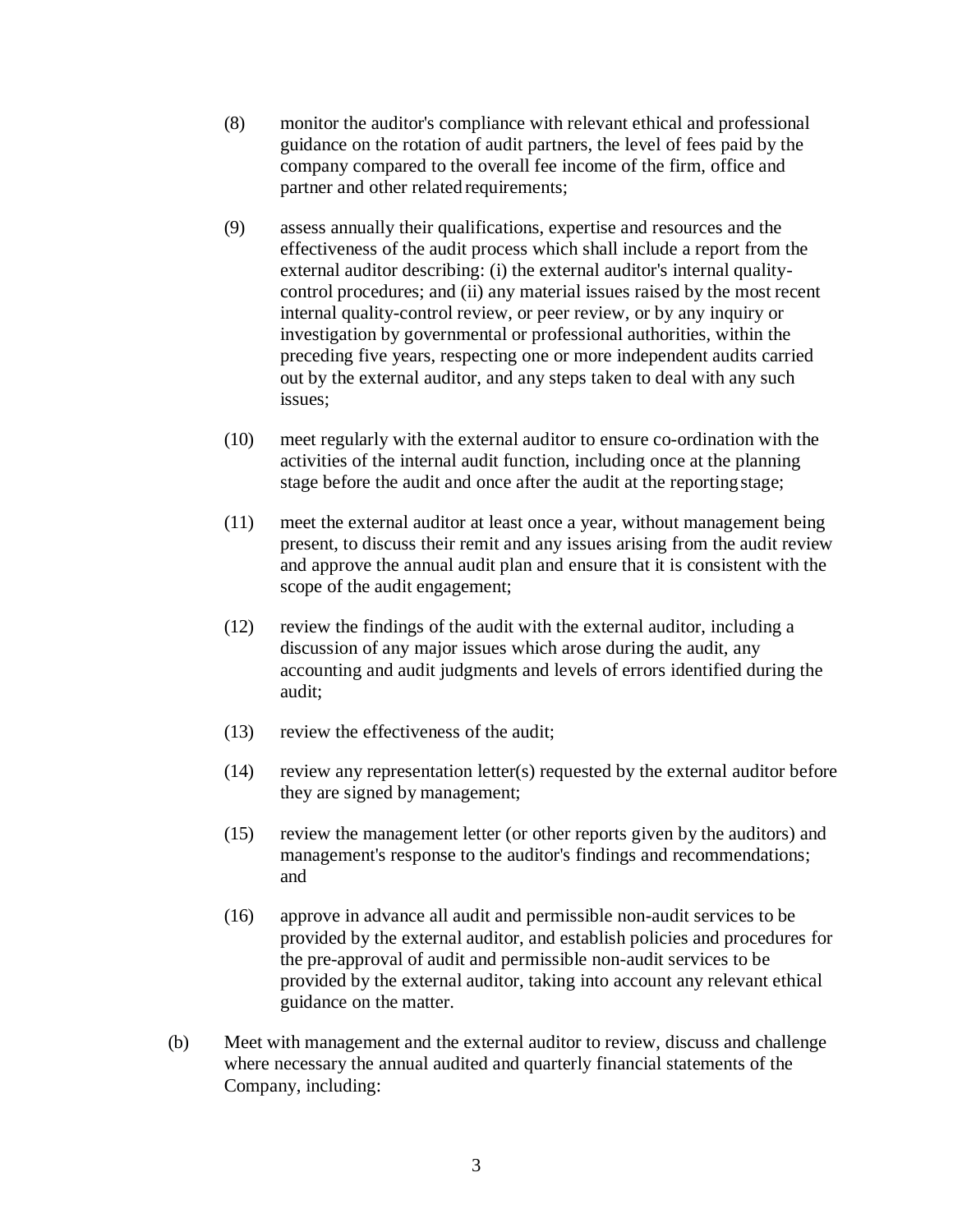(8) monitor the auditor's compliance with relevant ethical and professional guidance on the rotation of audit partners, the level of fees paid by the company compared to the overall fee income of the firm, office and partner and other related requirements;

(9) assess annually their qualifications, expertise and resources and the effectiveness of the audit process which shall include a report from the external auditor describing: (i) the external auditor's internal quality-control procedures; and (ii) any material issues raised by the most recent internal quality-control review, or peer review, or by any inquiry or investigation by governmental or professional authorities, within the preceding five years, respecting one or more independent audits carried out by the external auditor, and any steps taken to deal with any such issues;

(10) meet regularly with the external auditor to ensure co-ordination with the activities of the internal audit function, including once at the planning stage before the audit and once after the audit at the reporting stage;

(11) meet the external auditor at least once a year, without management being present, to discuss their remit and any issues arising from the audit review and approve the annual audit plan and ensure that it is consistent with the scope of the audit engagement;

(12) review the findings of the audit with the external auditor, including a discussion of any major issues which arose during the audit, any accounting and audit judgments and levels of errors identified during the audit;

(13) review the effectiveness of the audit;

(14) review any representation letter(s) requested by the external auditor before they are signed by management;

(15) review the management letter (or other reports given by the auditors) and management's response to the auditor's findings and recommendations; and

(16) approve in advance all audit and permissible non-audit services to be provided by the external auditor, and establish policies and procedures for the pre-approval of audit and permissible non-audit services to be provided by the external auditor, taking into account any relevant ethical guidance on the matter.

(b) Meet with management and the external auditor to review, discuss and challenge where necessary the annual audited and quarterly financial statements of the Company, including: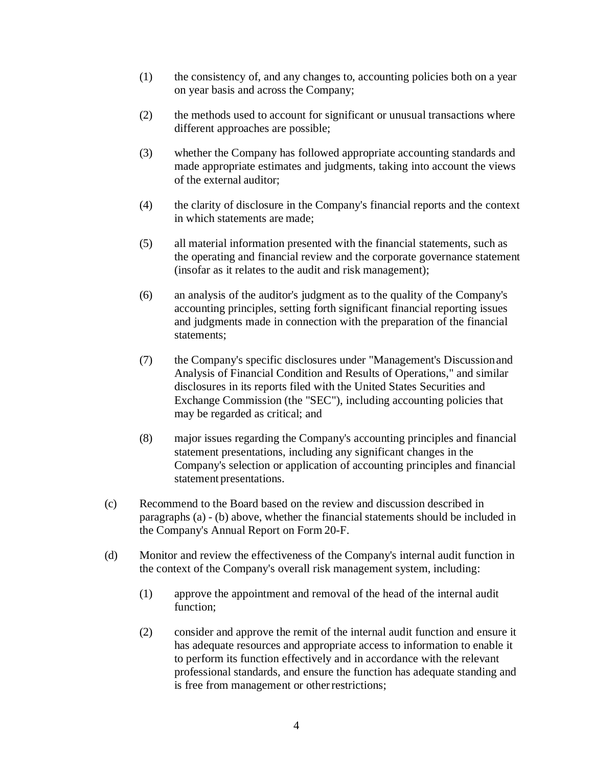(1) the consistency of, and any changes to, accounting policies both on a year on year basis and across the Company;

(2) the methods used to account for significant or unusual transactions where different approaches are possible;

(3) whether the Company has followed appropriate accounting standards and made appropriate estimates and judgments, taking into account the views of the external auditor;

(4) the clarity of disclosure in the Company's financial reports and the context in which statements are made;

(5) all material information presented with the financial statements, such as the operating and financial review and the corporate governance statement (insofar as it relates to the audit and risk management);

(6) an analysis of the auditor's judgment as to the quality of the Company's accounting principles, setting forth significant financial reporting issues and judgments made in connection with the preparation of the financial statements;

(7) the Company's specific disclosures under "Management's Discussion and Analysis of Financial Condition and Results of Operations," and similar disclosures in its reports filed with the United States Securities and Exchange Commission (the "SEC"), including accounting policies that may be regarded as critical; and

(8) major issues regarding the Company's accounting principles and financial statement presentations, including any significant changes in the Company's selection or application of accounting principles and financial statement presentations.

(c) Recommend to the Board based on the review and discussion described in paragraphs (a) - (b) above, whether the financial statements should be included in the Company's Annual Report on Form 20-F.

(d) Monitor and review the effectiveness of the Company's internal audit function in the context of the Company's overall risk management system, including:

(1) approve the appointment and removal of the head of the internal audit function;

(2) consider and approve the remit of the internal audit function and ensure it has adequate resources and appropriate access to information to enable it to perform its function effectively and in accordance with the relevant professional standards, and ensure the function has adequate standing and is free from management or other restrictions;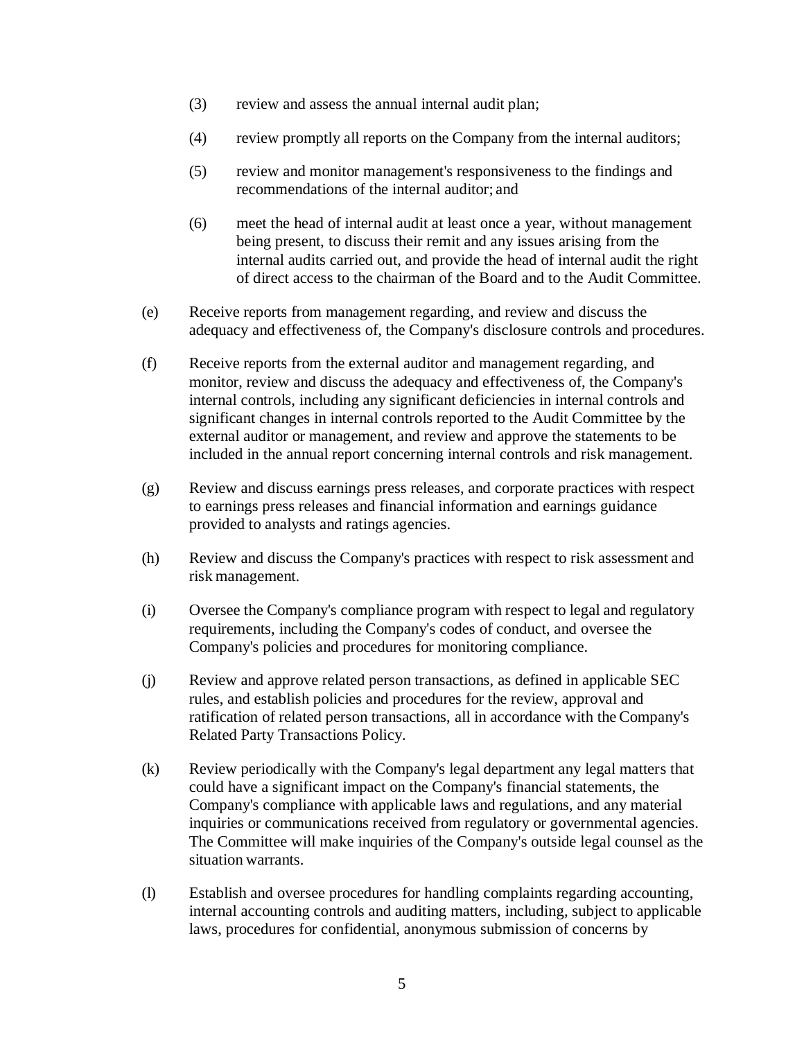(3) review and assess the annual internal audit plan;

(4) review promptly all reports on the Company from the internal auditors;

(5) review and monitor management's responsiveness to the findings and recommendations of the internal auditor; and

(6) meet the head of internal audit at least once a year, without management being present, to discuss their remit and any issues arising from the internal audits carried out, and provide the head of internal audit the right of direct access to the chairman of the Board and to the Audit Committee.

(e) Receive reports from management regarding, and review and discuss the adequacy and effectiveness of, the Company's disclosure controls and procedures.

(f) Receive reports from the external auditor and management regarding, and monitor, review and discuss the adequacy and effectiveness of, the Company's internal controls, including any significant deficiencies in internal controls and significant changes in internal controls reported to the Audit Committee by the external auditor or management, and review and approve the statements to be included in the annual report concerning internal controls and risk management.

(g) Review and discuss earnings press releases, and corporate practices with respect to earnings press releases and financial information and earnings guidance provided to analysts and ratings agencies.

(h) Review and discuss the Company's practices with respect to risk assessment and risk management.

(i) Oversee the Company's compliance program with respect to legal and regulatory requirements, including the Company's codes of conduct, and oversee the Company's policies and procedures for monitoring compliance.

(j) Review and approve related person transactions, as defined in applicable SEC rules, and establish policies and procedures for the review, approval and ratification of related person transactions, all in accordance with the Company's Related Party Transactions Policy.

(k) Review periodically with the Company's legal department any legal matters that could have a significant impact on the Company's financial statements, the Company's compliance with applicable laws and regulations, and any material inquiries or communications received from regulatory or governmental agencies. The Committee will make inquiries of the Company's outside legal counsel as the situation warrants.

(l) Establish and oversee procedures for handling complaints regarding accounting, internal accounting controls and auditing matters, including, subject to applicable laws, procedures for confidential, anonymous submission of concerns by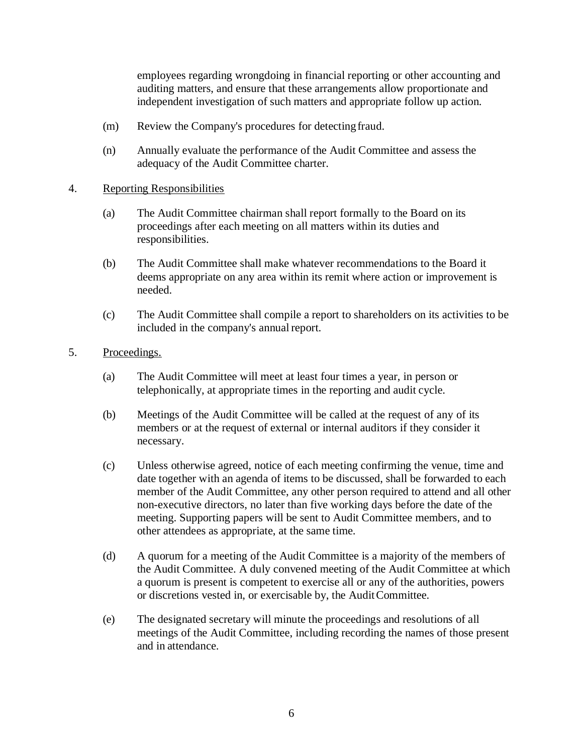employees regarding wrongdoing in financial reporting or other accounting and auditing matters, and ensure that these arrangements allow proportionate and independent investigation of such matters and appropriate follow up action.

(m) Review the Company's procedures for detecting fraud.

(n) Annually evaluate the performance of the Audit Committee and assess the adequacy of the Audit Committee charter.

4. <u>Reporting Responsibilities</u>

(a) The Audit Committee chairman shall report formally to the Board on its proceedings after each meeting on all matters within its duties and responsibilities.

(b) The Audit Committee shall make whatever recommendations to the Board it deems appropriate on any area within its remit where action or improvement is needed.

(c) The Audit Committee shall compile a report to shareholders on its activities to be included in the company's annual report.

5. <u>Proceedings.</u>

(a) The Audit Committee will meet at least four times a year, in person or telephonically, at appropriate times in the reporting and audit cycle.

(b) Meetings of the Audit Committee will be called at the request of any of its members or at the request of external or internal auditors if they consider it necessary.

(c) Unless otherwise agreed, notice of each meeting confirming the venue, time and date together with an agenda of items to be discussed, shall be forwarded to each member of the Audit Committee, any other person required to attend and all other non-executive directors, no later than five working days before the date of the meeting. Supporting papers will be sent to Audit Committee members, and to other attendees as appropriate, at the same time.

(d) A quorum for a meeting of the Audit Committee is a majority of the members of the Audit Committee. A duly convened meeting of the Audit Committee at which a quorum is present is competent to exercise all or any of the authorities, powers or discretions vested in, or exercisable by, the Audit Committee.

(e) The designated secretary will minute the proceedings and resolutions of all meetings of the Audit Committee, including recording the names of those present and in attendance.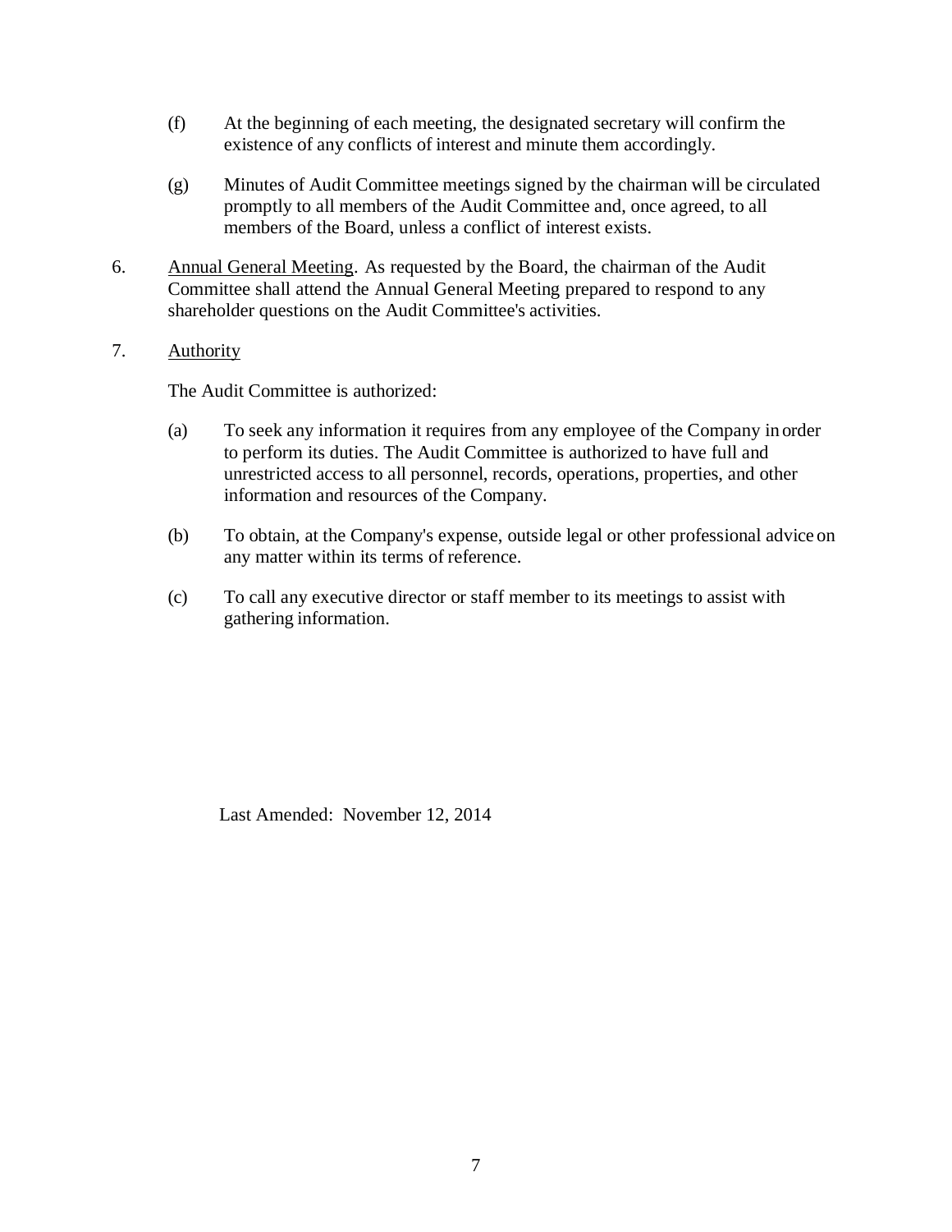(f) At the beginning of each meeting, the designated secretary will confirm the existence of any conflicts of interest and minute them accordingly.

(g) Minutes of Audit Committee meetings signed by the chairman will be circulated promptly to all members of the Audit Committee and, once agreed, to all members of the Board, unless a conflict of interest exists.

6. Annual General Meeting. As requested by the Board, the chairman of the Audit Committee shall attend the Annual General Meeting prepared to respond to any shareholder questions on the Audit Committee's activities.

7. Authority

The Audit Committee is authorized:

(a) To seek any information it requires from any employee of the Company in order to perform its duties. The Audit Committee is authorized to have full and unrestricted access to all personnel, records, operations, properties, and other information and resources of the Company.

(b) To obtain, at the Company's expense, outside legal or other professional advice on any matter within its terms of reference.

(c) To call any executive director or staff member to its meetings to assist with gathering information.

Last Amended: November 12, 2014